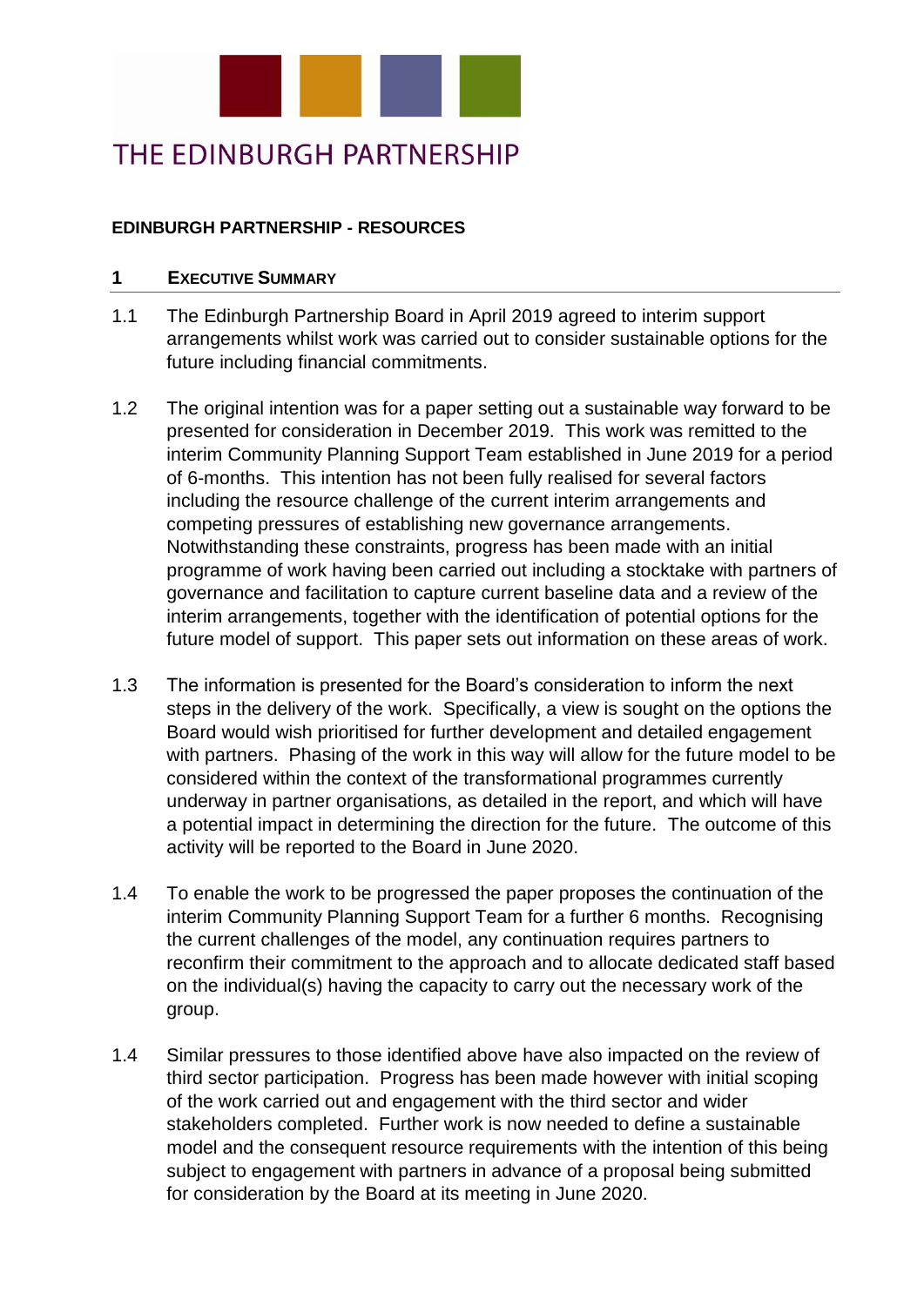# THE EDINBURGH PARTNERSHIP

**EDINBURGH PARTNERSHIP - RESOURCES**

## 1 EXECUTIVE SUMMARY

1.1 The Edinburgh Partnership Board in April 2019 agreed to interim support arrangements whilst work was carried out to consider sustainable options for the future including financial commitments.

1.2 The original intention was for a paper setting out a sustainable way forward to be presented for consideration in December 2019. This work was remitted to the interim Community Planning Support Team established in June 2019 for a period of 6-months. This intention has not been fully realised for several factors including the resource challenge of the current interim arrangements and competing pressures of establishing new governance arrangements. Notwithstanding these constraints, progress has been made with an initial programme of work having been carried out including a stocktake with partners of governance and facilitation to capture current baseline data and a review of the interim arrangements, together with the identification of potential options for the future model of support. This paper sets out information on these areas of work.

1.3 The information is presented for the Board's consideration to inform the next steps in the delivery of the work. Specifically, a view is sought on the options the Board would wish prioritised for further development and detailed engagement with partners. Phasing of the work in this way will allow for the future model to be considered within the context of the transformational programmes currently underway in partner organisations, as detailed in the report, and which will have a potential impact in determining the direction for the future. The outcome of this activity will be reported to the Board in June 2020.

1.4 To enable the work to be progressed the paper proposes the continuation of the interim Community Planning Support Team for a further 6 months. Recognising the current challenges of the model, any continuation requires partners to reconfirm their commitment to the approach and to allocate dedicated staff based on the individual(s) having the capacity to carry out the necessary work of the group.

1.4 Similar pressures to those identified above have also impacted on the review of third sector participation. Progress has been made however with initial scoping of the work carried out and engagement with the third sector and wider stakeholders completed. Further work is now needed to define a sustainable model and the consequent resource requirements with the intention of this being subject to engagement with partners in advance of a proposal being submitted for consideration by the Board at its meeting in June 2020.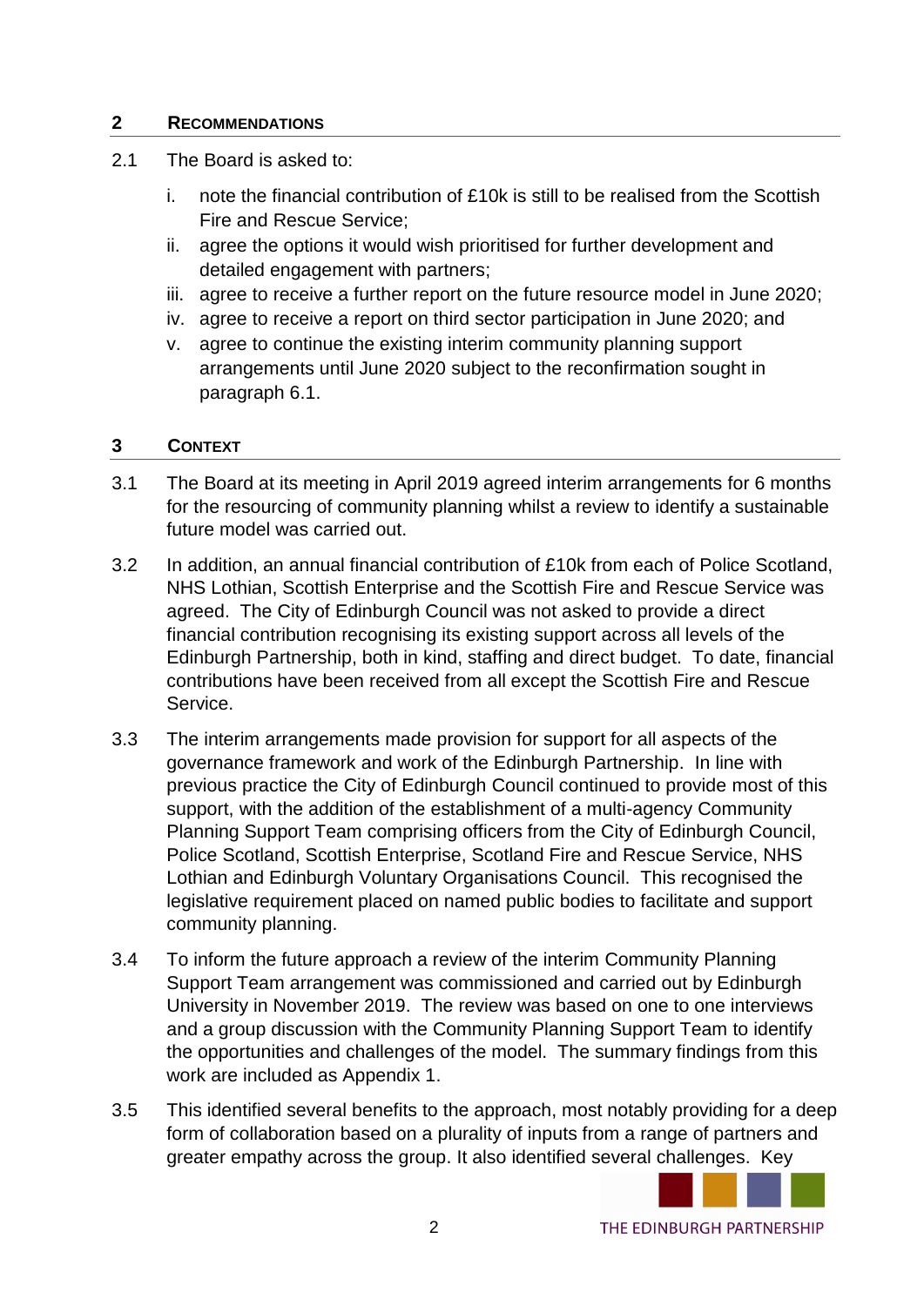## 2 RECOMMENDATIONS

2.1 The Board is asked to:

i. note the financial contribution of £10k is still to be realised from the Scottish Fire and Rescue Service;
ii. agree the options it would wish prioritised for further development and detailed engagement with partners;
iii. agree to receive a further report on the future resource model in June 2020;
iv. agree to receive a report on third sector participation in June 2020; and
v. agree to continue the existing interim community planning support arrangements until June 2020 subject to the reconfirmation sought in paragraph 6.1.

## 3 CONTEXT

3.1 The Board at its meeting in April 2019 agreed interim arrangements for 6 months for the resourcing of community planning whilst a review to identify a sustainable future model was carried out.

3.2 In addition, an annual financial contribution of £10k from each of Police Scotland, NHS Lothian, Scottish Enterprise and the Scottish Fire and Rescue Service was agreed. The City of Edinburgh Council was not asked to provide a direct financial contribution recognising its existing support across all levels of the Edinburgh Partnership, both in kind, staffing and direct budget. To date, financial contributions have been received from all except the Scottish Fire and Rescue Service.

3.3 The interim arrangements made provision for support for all aspects of the governance framework and work of the Edinburgh Partnership. In line with previous practice the City of Edinburgh Council continued to provide most of this support, with the addition of the establishment of a multi-agency Community Planning Support Team comprising officers from the City of Edinburgh Council, Police Scotland, Scottish Enterprise, Scotland Fire and Rescue Service, NHS Lothian and Edinburgh Voluntary Organisations Council. This recognised the legislative requirement placed on named public bodies to facilitate and support community planning.

3.4 To inform the future approach a review of the interim Community Planning Support Team arrangement was commissioned and carried out by Edinburgh University in November 2019. The review was based on one to one interviews and a group discussion with the Community Planning Support Team to identify the opportunities and challenges of the model. The summary findings from this work are included as Appendix 1.

3.5 This identified several benefits to the approach, most notably providing for a deep form of collaboration based on a plurality of inputs from a range of partners and greater empathy across the group. It also identified several challenges. Key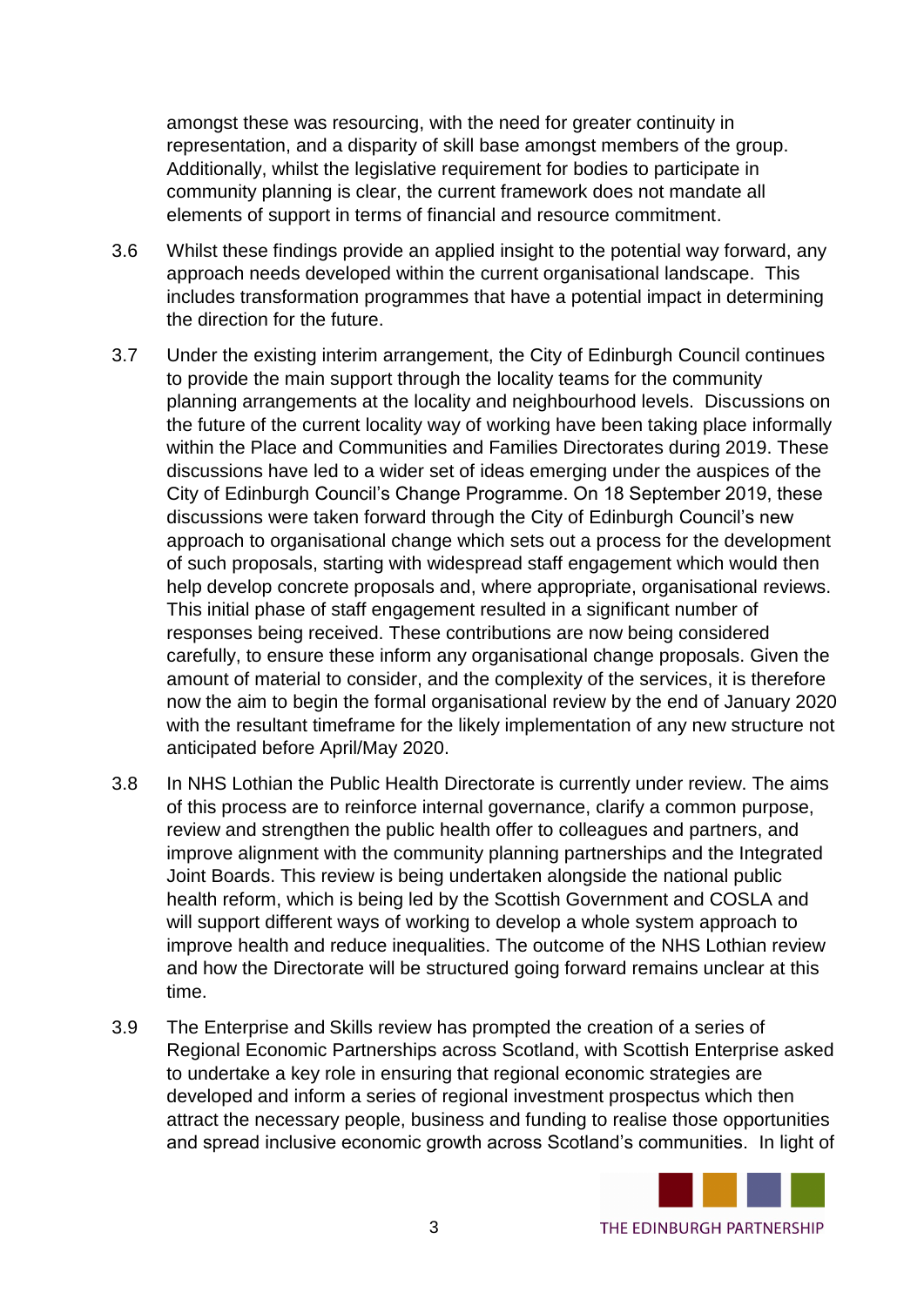amongst these was resourcing, with the need for greater continuity in representation, and a disparity of skill base amongst members of the group. Additionally, whilst the legislative requirement for bodies to participate in community planning is clear, the current framework does not mandate all elements of support in terms of financial and resource commitment.

3.6 Whilst these findings provide an applied insight to the potential way forward, any approach needs developed within the current organisational landscape. This includes transformation programmes that have a potential impact in determining the direction for the future.

3.7 Under the existing interim arrangement, the City of Edinburgh Council continues to provide the main support through the locality teams for the community planning arrangements at the locality and neighbourhood levels. Discussions on the future of the current locality way of working have been taking place informally within the Place and Communities and Families Directorates during 2019. These discussions have led to a wider set of ideas emerging under the auspices of the City of Edinburgh Council's Change Programme. On 18 September 2019, these discussions were taken forward through the City of Edinburgh Council's new approach to organisational change which sets out a process for the development of such proposals, starting with widespread staff engagement which would then help develop concrete proposals and, where appropriate, organisational reviews. This initial phase of staff engagement resulted in a significant number of responses being received. These contributions are now being considered carefully, to ensure these inform any organisational change proposals. Given the amount of material to consider, and the complexity of the services, it is therefore now the aim to begin the formal organisational review by the end of January 2020 with the resultant timeframe for the likely implementation of any new structure not anticipated before April/May 2020.

3.8 In NHS Lothian the Public Health Directorate is currently under review. The aims of this process are to reinforce internal governance, clarify a common purpose, review and strengthen the public health offer to colleagues and partners, and improve alignment with the community planning partnerships and the Integrated Joint Boards. This review is being undertaken alongside the national public health reform, which is being led by the Scottish Government and COSLA and will support different ways of working to develop a whole system approach to improve health and reduce inequalities. The outcome of the NHS Lothian review and how the Directorate will be structured going forward remains unclear at this time.

3.9 The Enterprise and Skills review has prompted the creation of a series of Regional Economic Partnerships across Scotland, with Scottish Enterprise asked to undertake a key role in ensuring that regional economic strategies are developed and inform a series of regional investment prospectus which then attract the necessary people, business and funding to realise those opportunities and spread inclusive economic growth across Scotland's communities. In light of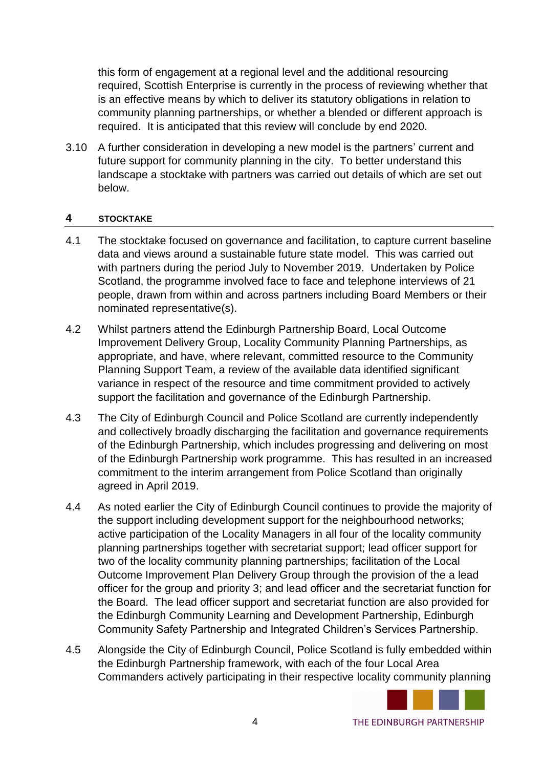this form of engagement at a regional level and the additional resourcing required, Scottish Enterprise is currently in the process of reviewing whether that is an effective means by which to deliver its statutory obligations in relation to community planning partnerships, or whether a blended or different approach is required. It is anticipated that this review will conclude by end 2020.

3.10 A further consideration in developing a new model is the partners' current and future support for community planning in the city. To better understand this landscape a stocktake with partners was carried out details of which are set out below.

## 4 STOCKTAKE

4.1 The stocktake focused on governance and facilitation, to capture current baseline data and views around a sustainable future state model. This was carried out with partners during the period July to November 2019. Undertaken by Police Scotland, the programme involved face to face and telephone interviews of 21 people, drawn from within and across partners including Board Members or their nominated representative(s).

4.2 Whilst partners attend the Edinburgh Partnership Board, Local Outcome Improvement Delivery Group, Locality Community Planning Partnerships, as appropriate, and have, where relevant, committed resource to the Community Planning Support Team, a review of the available data identified significant variance in respect of the resource and time commitment provided to actively support the facilitation and governance of the Edinburgh Partnership.

4.3 The City of Edinburgh Council and Police Scotland are currently independently and collectively broadly discharging the facilitation and governance requirements of the Edinburgh Partnership, which includes progressing and delivering on most of the Edinburgh Partnership work programme. This has resulted in an increased commitment to the interim arrangement from Police Scotland than originally agreed in April 2019.

4.4 As noted earlier the City of Edinburgh Council continues to provide the majority of the support including development support for the neighbourhood networks; active participation of the Locality Managers in all four of the locality community planning partnerships together with secretariat support; lead officer support for two of the locality community planning partnerships; facilitation of the Local Outcome Improvement Plan Delivery Group through the provision of the a lead officer for the group and priority 3; and lead officer and the secretariat function for the Board. The lead officer support and secretariat function are also provided for the Edinburgh Community Learning and Development Partnership, Edinburgh Community Safety Partnership and Integrated Children's Services Partnership.

4.5 Alongside the City of Edinburgh Council, Police Scotland is fully embedded within the Edinburgh Partnership framework, with each of the four Local Area Commanders actively participating in their respective locality community planning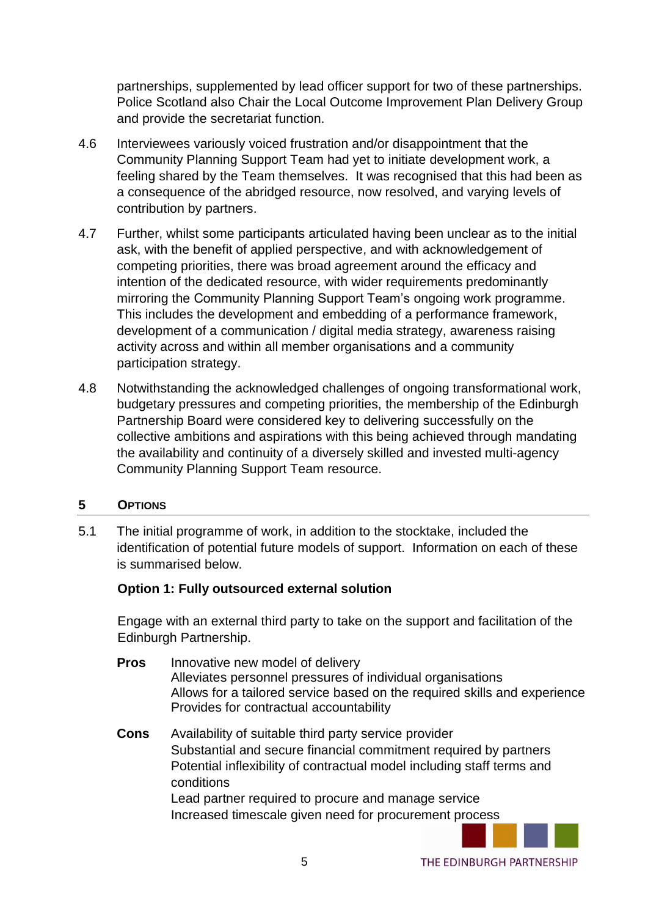partnerships, supplemented by lead officer support for two of these partnerships. Police Scotland also Chair the Local Outcome Improvement Plan Delivery Group and provide the secretariat function.

4.6 Interviewees variously voiced frustration and/or disappointment that the Community Planning Support Team had yet to initiate development work, a feeling shared by the Team themselves. It was recognised that this had been as a consequence of the abridged resource, now resolved, and varying levels of contribution by partners.

4.7 Further, whilst some participants articulated having been unclear as to the initial ask, with the benefit of applied perspective, and with acknowledgement of competing priorities, there was broad agreement around the efficacy and intention of the dedicated resource, with wider requirements predominantly mirroring the Community Planning Support Team's ongoing work programme. This includes the development and embedding of a performance framework, development of a communication / digital media strategy, awareness raising activity across and within all member organisations and a community participation strategy.

4.8 Notwithstanding the acknowledged challenges of ongoing transformational work, budgetary pressures and competing priorities, the membership of the Edinburgh Partnership Board were considered key to delivering successfully on the collective ambitions and aspirations with this being achieved through mandating the availability and continuity of a diversely skilled and invested multi-agency Community Planning Support Team resource.

## 5 OPTIONS

5.1 The initial programme of work, in addition to the stocktake, included the identification of potential future models of support. Information on each of these is summarised below.

**Option 1: Fully outsourced external solution**

Engage with an external third party to take on the support and facilitation of the Edinburgh Partnership.

**Pros**
- Innovative new model of delivery
- Alleviates personnel pressures of individual organisations
- Allows for a tailored service based on the required skills and experience
- Provides for contractual accountability

**Cons**
- Availability of suitable third party service provider
- Substantial and secure financial commitment required by partners
- Potential inflexibility of contractual model including staff terms and conditions
- Lead partner required to procure and manage service
- Increased timescale given need for procurement process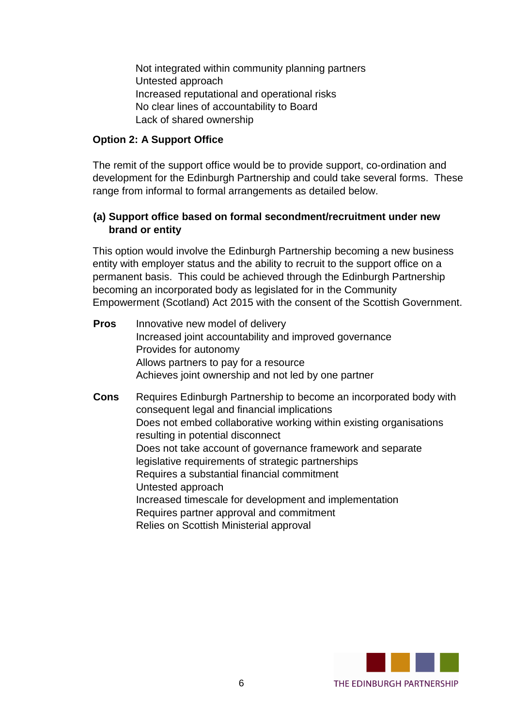Not integrated within community planning partners
Untested approach
Increased reputational and operational risks
No clear lines of accountability to Board
Lack of shared ownership

**Option 2: A Support Office**

The remit of the support office would be to provide support, co-ordination and development for the Edinburgh Partnership and could take several forms. These range from informal to formal arrangements as detailed below.

**(a) Support office based on formal secondment/recruitment under new brand or entity**

This option would involve the Edinburgh Partnership becoming a new business entity with employer status and the ability to recruit to the support office on a permanent basis. This could be achieved through the Edinburgh Partnership becoming an incorporated body as legislated for in the Community Empowerment (Scotland) Act 2015 with the consent of the Scottish Government.

**Pros**

Innovative new model of delivery
Increased joint accountability and improved governance
Provides for autonomy
Allows partners to pay for a resource
Achieves joint ownership and not led by one partner

**Cons**

Requires Edinburgh Partnership to become an incorporated body with consequent legal and financial implications
Does not embed collaborative working within existing organisations resulting in potential disconnect
Does not take account of governance framework and separate legislative requirements of strategic partnerships
Requires a substantial financial commitment
Untested approach
Increased timescale for development and implementation
Requires partner approval and commitment
Relies on Scottish Ministerial approval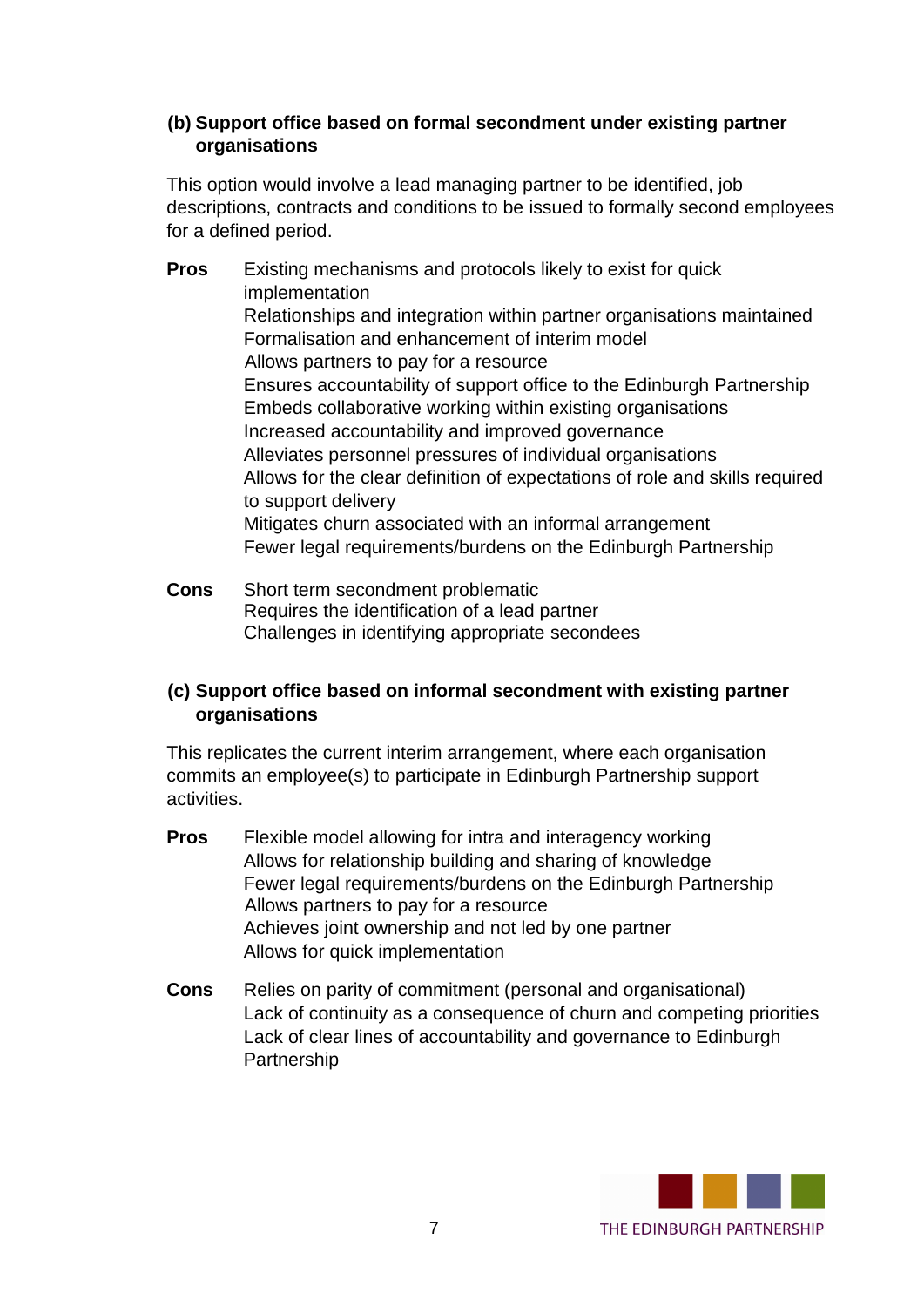### (b) Support office based on formal secondment under existing partner organisations

This option would involve a lead managing partner to be identified, job descriptions, contracts and conditions to be issued to formally second employees for a defined period.

**Pros**

- Existing mechanisms and protocols likely to exist for quick implementation
- Relationships and integration within partner organisations maintained
- Formalisation and enhancement of interim model
- Allows partners to pay for a resource
- Ensures accountability of support office to the Edinburgh Partnership
- Embeds collaborative working within existing organisations
- Increased accountability and improved governance
- Alleviates personnel pressures of individual organisations
- Allows for the clear definition of expectations of role and skills required to support delivery
- Mitigates churn associated with an informal arrangement
- Fewer legal requirements/burdens on the Edinburgh Partnership

**Cons**

- Short term secondment problematic
- Requires the identification of a lead partner
- Challenges in identifying appropriate secondees

### (c) Support office based on informal secondment with existing partner organisations

This replicates the current interim arrangement, where each organisation commits an employee(s) to participate in Edinburgh Partnership support activities.

**Pros**

- Flexible model allowing for intra and interagency working
- Allows for relationship building and sharing of knowledge
- Fewer legal requirements/burdens on the Edinburgh Partnership
- Allows partners to pay for a resource
- Achieves joint ownership and not led by one partner
- Allows for quick implementation

**Cons**

- Relies on parity of commitment (personal and organisational)
- Lack of continuity as a consequence of churn and competing priorities
- Lack of clear lines of accountability and governance to Edinburgh Partnership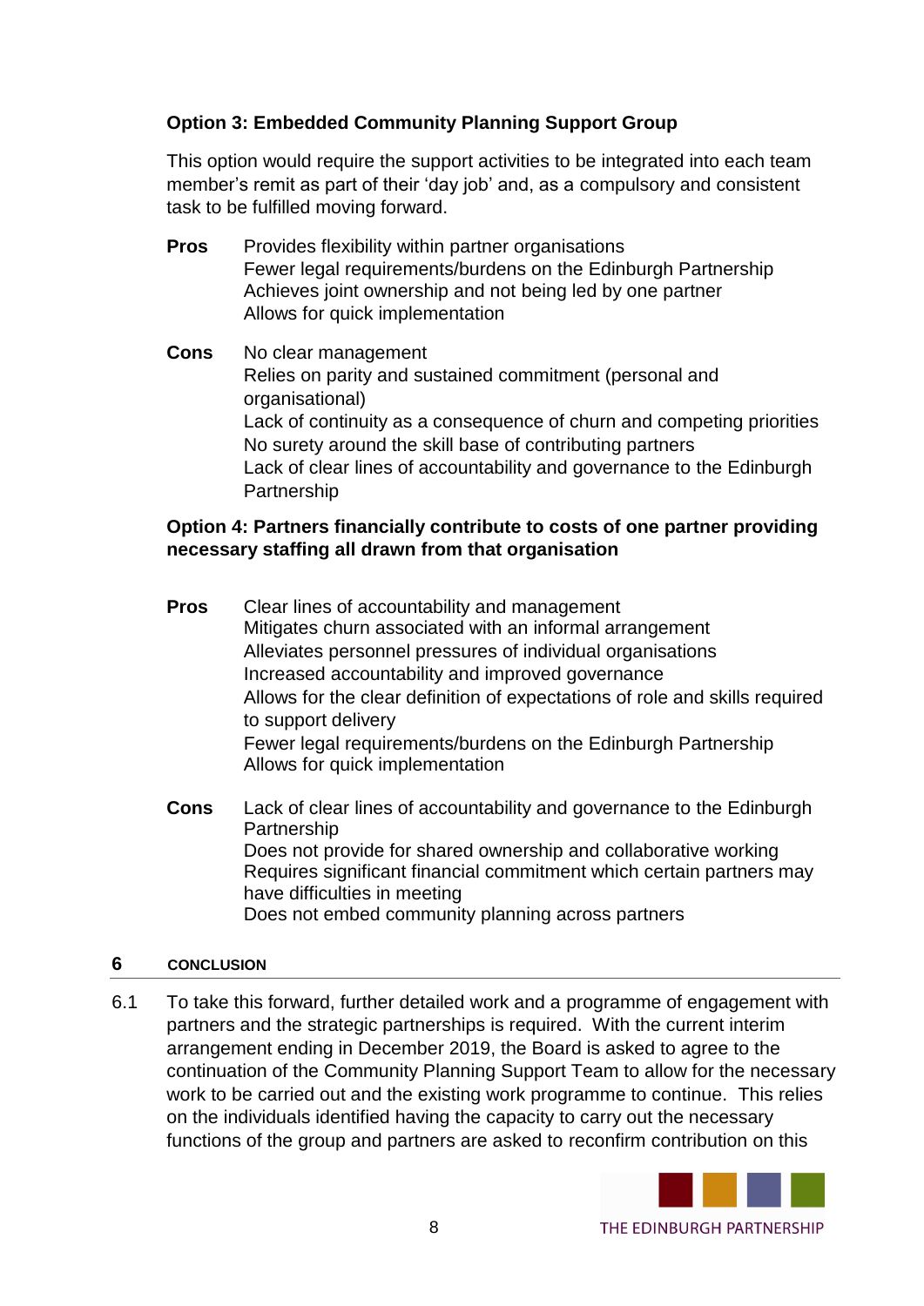**Option 3: Embedded Community Planning Support Group**

This option would require the support activities to be integrated into each team member's remit as part of their 'day job' and, as a compulsory and consistent task to be fulfilled moving forward.

**Pros**

Provides flexibility within partner organisations
Fewer legal requirements/burdens on the Edinburgh Partnership
Achieves joint ownership and not being led by one partner
Allows for quick implementation

**Cons**

No clear management
Relies on parity and sustained commitment (personal and organisational)
Lack of continuity as a consequence of churn and competing priorities
No surety around the skill base of contributing partners
Lack of clear lines of accountability and governance to the Edinburgh Partnership

**Option 4: Partners financially contribute to costs of one partner providing necessary staffing all drawn from that organisation**

**Pros**

Clear lines of accountability and management
Mitigates churn associated with an informal arrangement
Alleviates personnel pressures of individual organisations
Increased accountability and improved governance
Allows for the clear definition of expectations of role and skills required to support delivery
Fewer legal requirements/burdens on the Edinburgh Partnership
Allows for quick implementation

**Cons**

Lack of clear lines of accountability and governance to the Edinburgh Partnership
Does not provide for shared ownership and collaborative working
Requires significant financial commitment which certain partners may have difficulties in meeting
Does not embed community planning across partners

## 6 CONCLUSION

6.1 To take this forward, further detailed work and a programme of engagement with partners and the strategic partnerships is required. With the current interim arrangement ending in December 2019, the Board is asked to agree to the continuation of the Community Planning Support Team to allow for the necessary work to be carried out and the existing work programme to continue. This relies on the individuals identified having the capacity to carry out the necessary functions of the group and partners are asked to reconfirm contribution on this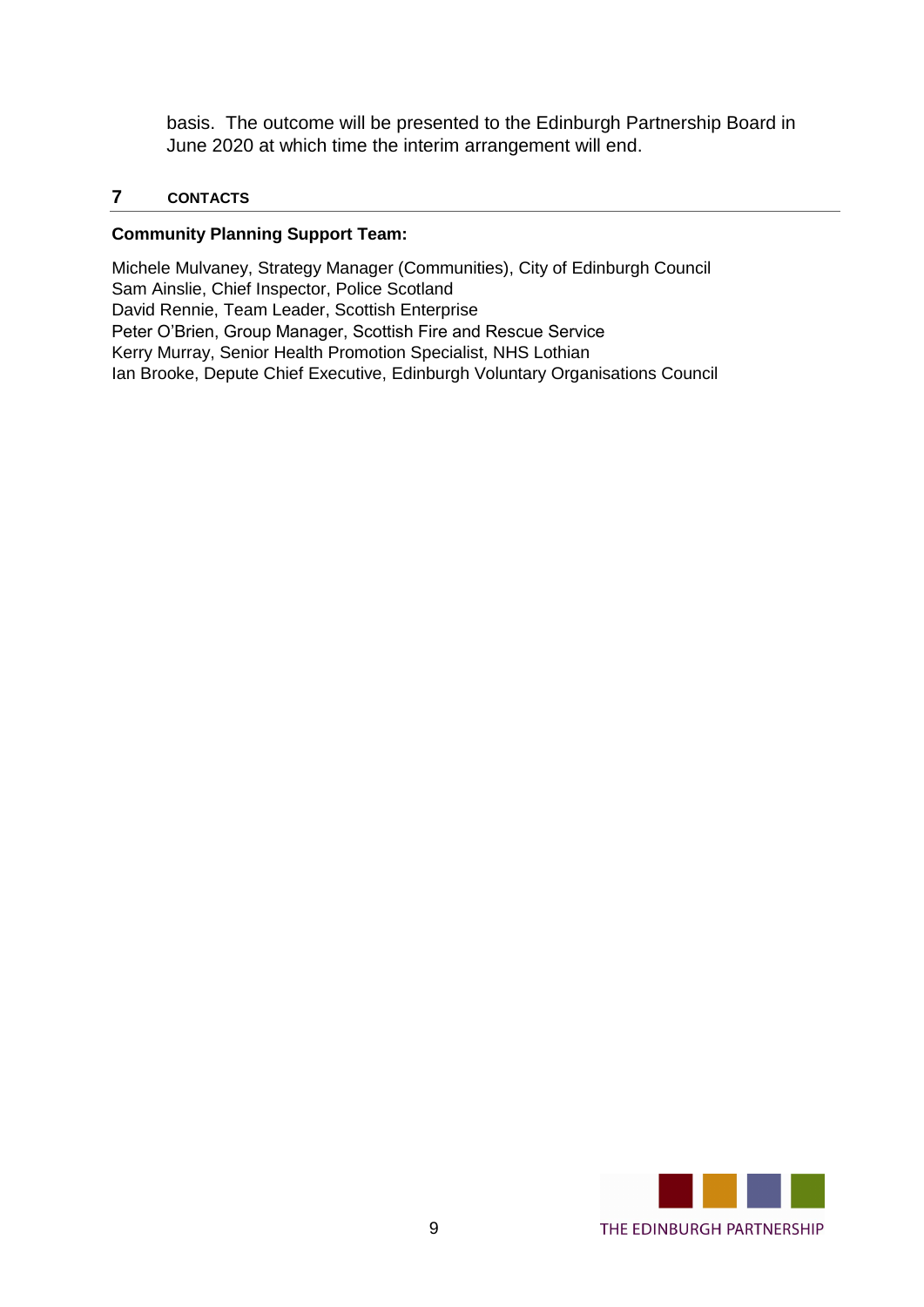basis. The outcome will be presented to the Edinburgh Partnership Board in June 2020 at which time the interim arrangement will end.

## 7 CONTACTS

**Community Planning Support Team:**

Michele Mulvaney, Strategy Manager (Communities), City of Edinburgh Council
Sam Ainslie, Chief Inspector, Police Scotland
David Rennie, Team Leader, Scottish Enterprise
Peter O'Brien, Group Manager, Scottish Fire and Rescue Service
Kerry Murray, Senior Health Promotion Specialist, NHS Lothian
Ian Brooke, Depute Chief Executive, Edinburgh Voluntary Organisations Council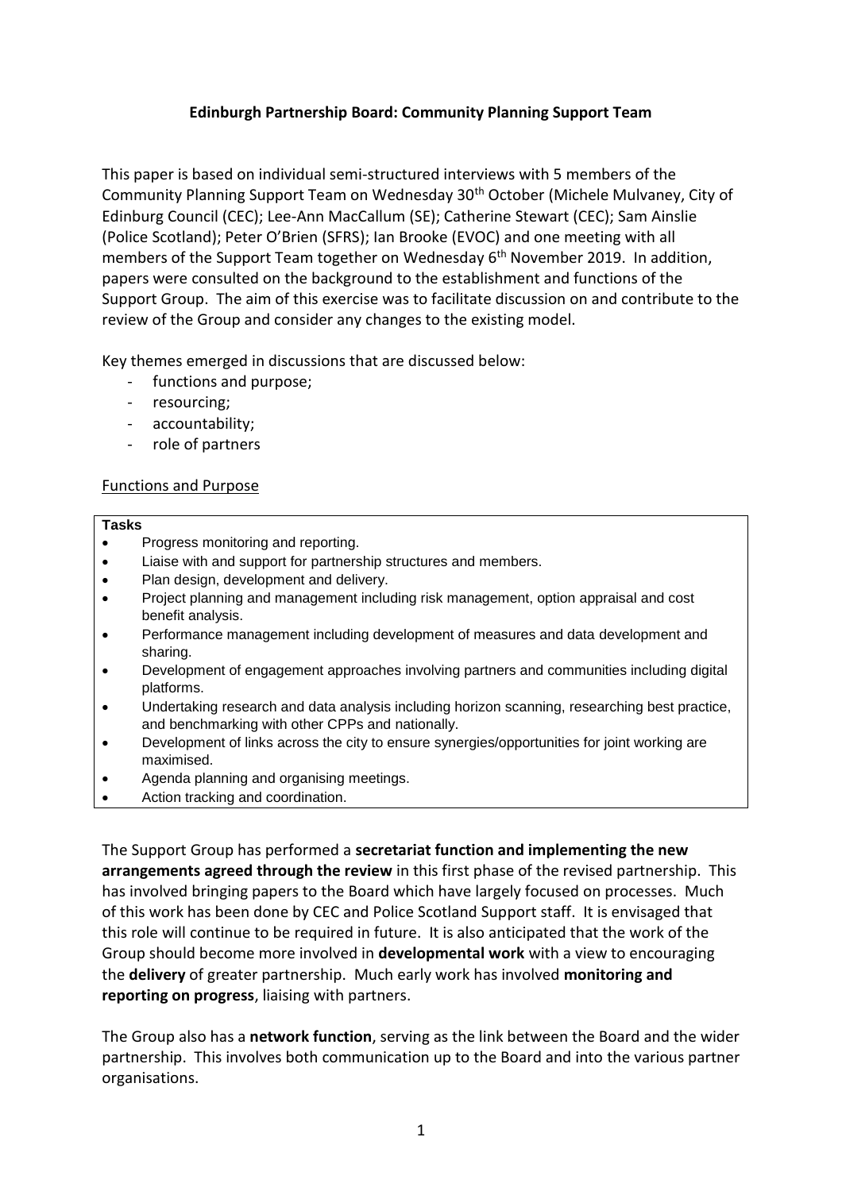**Edinburgh Partnership Board: Community Planning Support Team**

This paper is based on individual semi-structured interviews with 5 members of the Community Planning Support Team on Wednesday 30th October (Michele Mulvaney, City of Edinburg Council (CEC); Lee-Ann MacCallum (SE); Catherine Stewart (CEC); Sam Ainslie (Police Scotland); Peter O'Brien (SFRS); Ian Brooke (EVOC) and one meeting with all members of the Support Team together on Wednesday 6th November 2019. In addition, papers were consulted on the background to the establishment and functions of the Support Group. The aim of this exercise was to facilitate discussion on and contribute to the review of the Group and consider any changes to the existing model.

Key themes emerged in discussions that are discussed below:

- functions and purpose;
- resourcing;
- accountability;
- role of partners

Functions and Purpose

| **Tasks** |
|---|
| • Progress monitoring and reporting.<br>• Liaise with and support for partnership structures and members.<br>• Plan design, development and delivery.<br>• Project planning and management including risk management, option appraisal and cost benefit analysis.<br>• Performance management including development of measures and data development and sharing.<br>• Development of engagement approaches involving partners and communities including digital platforms.<br>• Undertaking research and data analysis including horizon scanning, researching best practice, and benchmarking with other CPPs and nationally.<br>• Development of links across the city to ensure synergies/opportunities for joint working are maximised.<br>• Agenda planning and organising meetings.<br>• Action tracking and coordination. |

The Support Group has performed a **secretariat function and implementing the new arrangements agreed through the review** in this first phase of the revised partnership. This has involved bringing papers to the Board which have largely focused on processes. Much of this work has been done by CEC and Police Scotland Support staff. It is envisaged that this role will continue to be required in future. It is also anticipated that the work of the Group should become more involved in **developmental work** with a view to encouraging the **delivery** of greater partnership. Much early work has involved **monitoring and reporting on progress**, liaising with partners.

The Group also has a **network function**, serving as the link between the Board and the wider partnership. This involves both communication up to the Board and into the various partner organisations.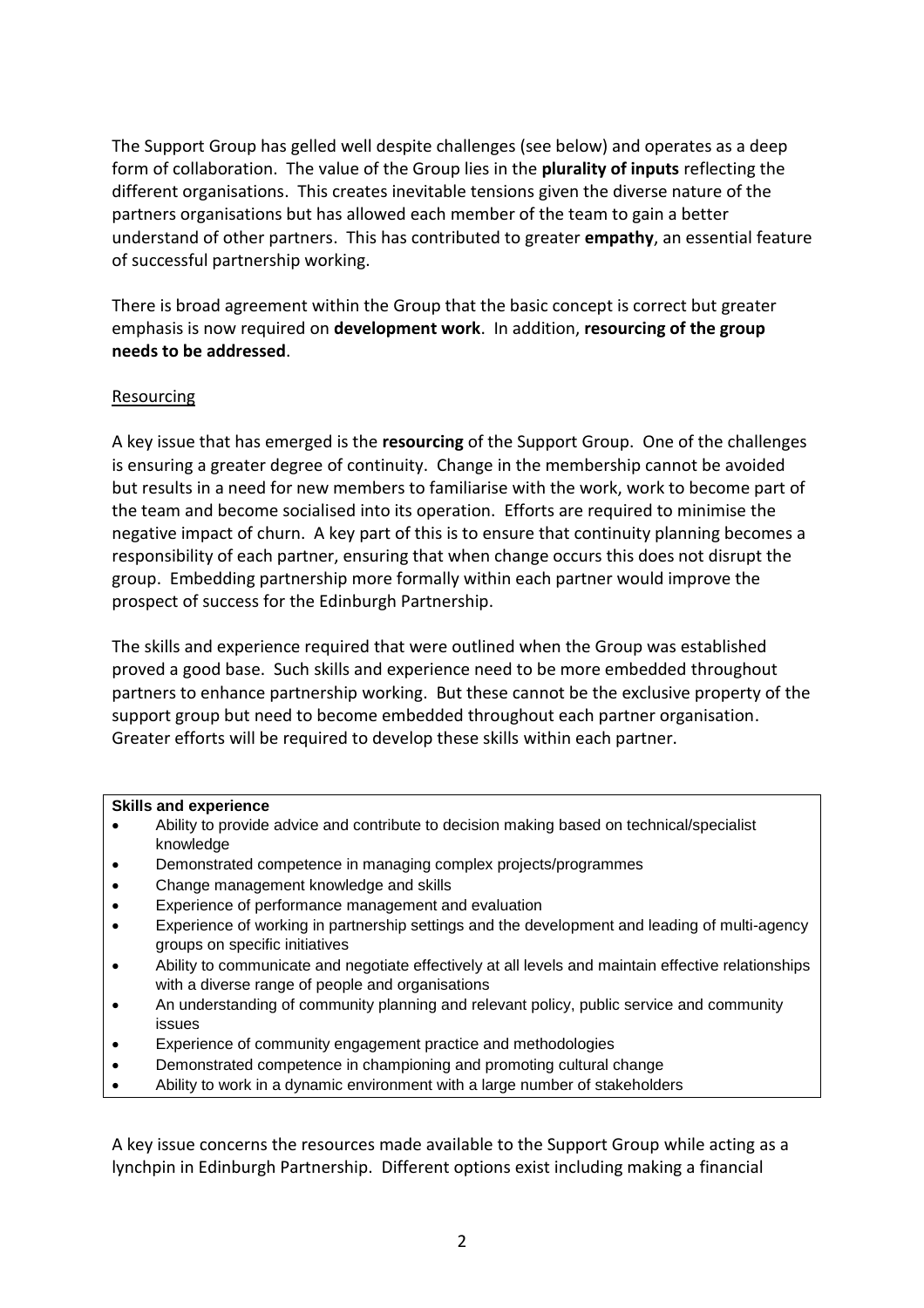The Support Group has gelled well despite challenges (see below) and operates as a deep form of collaboration. The value of the Group lies in the **plurality of inputs** reflecting the different organisations. This creates inevitable tensions given the diverse nature of the partners organisations but has allowed each member of the team to gain a better understand of other partners. This has contributed to greater **empathy**, an essential feature of successful partnership working.

There is broad agreement within the Group that the basic concept is correct but greater emphasis is now required on **development work**. In addition, **resourcing of the group needs to be addressed**.

<u>Resourcing</u>

A key issue that has emerged is the **resourcing** of the Support Group. One of the challenges is ensuring a greater degree of continuity. Change in the membership cannot be avoided but results in a need for new members to familiarise with the work, work to become part of the team and become socialised into its operation. Efforts are required to minimise the negative impact of churn. A key part of this is to ensure that continuity planning becomes a responsibility of each partner, ensuring that when change occurs this does not disrupt the group. Embedding partnership more formally within each partner would improve the prospect of success for the Edinburgh Partnership.

The skills and experience required that were outlined when the Group was established proved a good base. Such skills and experience need to be more embedded throughout partners to enhance partnership working. But these cannot be the exclusive property of the support group but need to become embedded throughout each partner organisation. Greater efforts will be required to develop these skills within each partner.

**Skills and experience**

- Ability to provide advice and contribute to decision making based on technical/specialist knowledge
- Demonstrated competence in managing complex projects/programmes
- Change management knowledge and skills
- Experience of performance management and evaluation
- Experience of working in partnership settings and the development and leading of multi-agency groups on specific initiatives
- Ability to communicate and negotiate effectively at all levels and maintain effective relationships with a diverse range of people and organisations
- An understanding of community planning and relevant policy, public service and community issues
- Experience of community engagement practice and methodologies
- Demonstrated competence in championing and promoting cultural change
- Ability to work in a dynamic environment with a large number of stakeholders

A key issue concerns the resources made available to the Support Group while acting as a lynchpin in Edinburgh Partnership. Different options exist including making a financial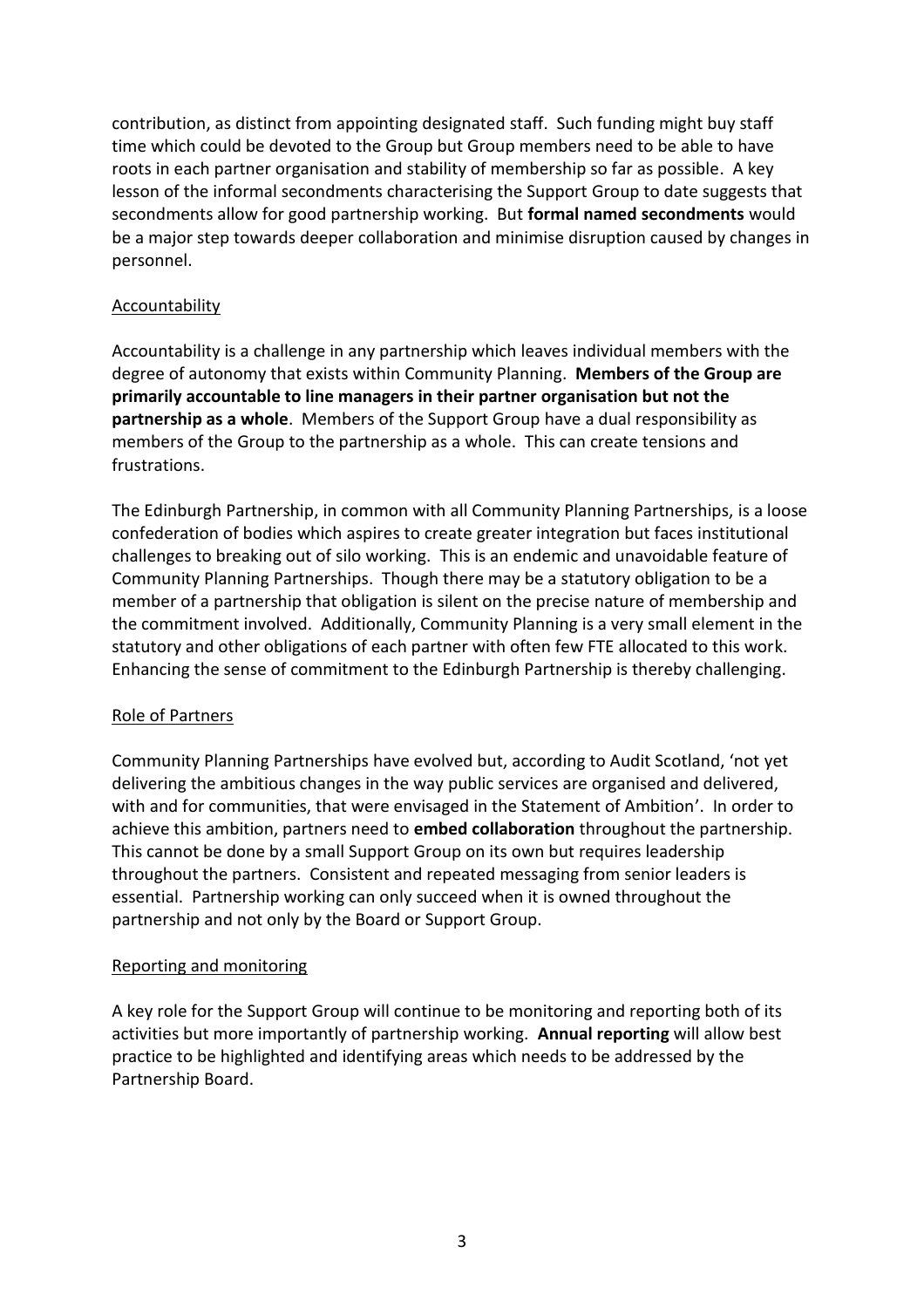contribution, as distinct from appointing designated staff. Such funding might buy staff time which could be devoted to the Group but Group members need to be able to have roots in each partner organisation and stability of membership so far as possible. A key lesson of the informal secondments characterising the Support Group to date suggests that secondments allow for good partnership working. But **formal named secondments** would be a major step towards deeper collaboration and minimise disruption caused by changes in personnel.

### Accountability

Accountability is a challenge in any partnership which leaves individual members with the degree of autonomy that exists within Community Planning. **Members of the Group are primarily accountable to line managers in their partner organisation but not the partnership as a whole**. Members of the Support Group have a dual responsibility as members of the Group to the partnership as a whole. This can create tensions and frustrations.

The Edinburgh Partnership, in common with all Community Planning Partnerships, is a loose confederation of bodies which aspires to create greater integration but faces institutional challenges to breaking out of silo working. This is an endemic and unavoidable feature of Community Planning Partnerships. Though there may be a statutory obligation to be a member of a partnership that obligation is silent on the precise nature of membership and the commitment involved. Additionally, Community Planning is a very small element in the statutory and other obligations of each partner with often few FTE allocated to this work. Enhancing the sense of commitment to the Edinburgh Partnership is thereby challenging.

### Role of Partners

Community Planning Partnerships have evolved but, according to Audit Scotland, 'not yet delivering the ambitious changes in the way public services are organised and delivered, with and for communities, that were envisaged in the Statement of Ambition'. In order to achieve this ambition, partners need to **embed collaboration** throughout the partnership. This cannot be done by a small Support Group on its own but requires leadership throughout the partners. Consistent and repeated messaging from senior leaders is essential. Partnership working can only succeed when it is owned throughout the partnership and not only by the Board or Support Group.

### Reporting and monitoring

A key role for the Support Group will continue to be monitoring and reporting both of its activities but more importantly of partnership working. **Annual reporting** will allow best practice to be highlighted and identifying areas which needs to be addressed by the Partnership Board.